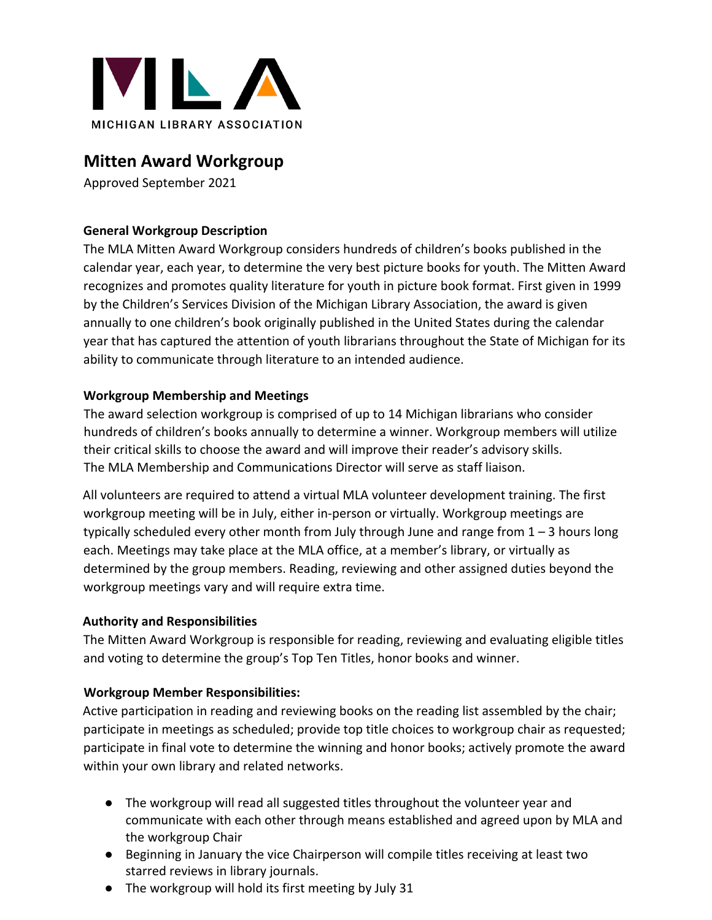MICHIGAN LIBRARY ASSOCIATION

# Mitten Award Workgroup

Approved September 2021

**General Workgroup Description**

The MLA Mitten Award Workgroup considers hundreds of children's books published in the calendar year, each year, to determine the very best picture books for youth. The Mitten Award recognizes and promotes quality literature for youth in picture book format. First given in 1999 by the Children's Services Division of the Michigan Library Association, the award is given annually to one children's book originally published in the United States during the calendar year that has captured the attention of youth librarians throughout the State of Michigan for its ability to communicate through literature to an intended audience.

**Workgroup Membership and Meetings**

The award selection workgroup is comprised of up to 14 Michigan librarians who consider hundreds of children's books annually to determine a winner. Workgroup members will utilize their critical skills to choose the award and will improve their reader's advisory skills. The MLA Membership and Communications Director will serve as staff liaison.

All volunteers are required to attend a virtual MLA volunteer development training. The first workgroup meeting will be in July, either in-person or virtually. Workgroup meetings are typically scheduled every other month from July through June and range from 1 – 3 hours long each. Meetings may take place at the MLA office, at a member's library, or virtually as determined by the group members. Reading, reviewing and other assigned duties beyond the workgroup meetings vary and will require extra time.

**Authority and Responsibilities**

The Mitten Award Workgroup is responsible for reading, reviewing and evaluating eligible titles and voting to determine the group's Top Ten Titles, honor books and winner.

**Workgroup Member Responsibilities:**

Active participation in reading and reviewing books on the reading list assembled by the chair; participate in meetings as scheduled; provide top title choices to workgroup chair as requested; participate in final vote to determine the winning and honor books; actively promote the award within your own library and related networks.

- The workgroup will read all suggested titles throughout the volunteer year and communicate with each other through means established and agreed upon by MLA and the workgroup Chair
- Beginning in January the vice Chairperson will compile titles receiving at least two starred reviews in library journals.
- The workgroup will hold its first meeting by July 31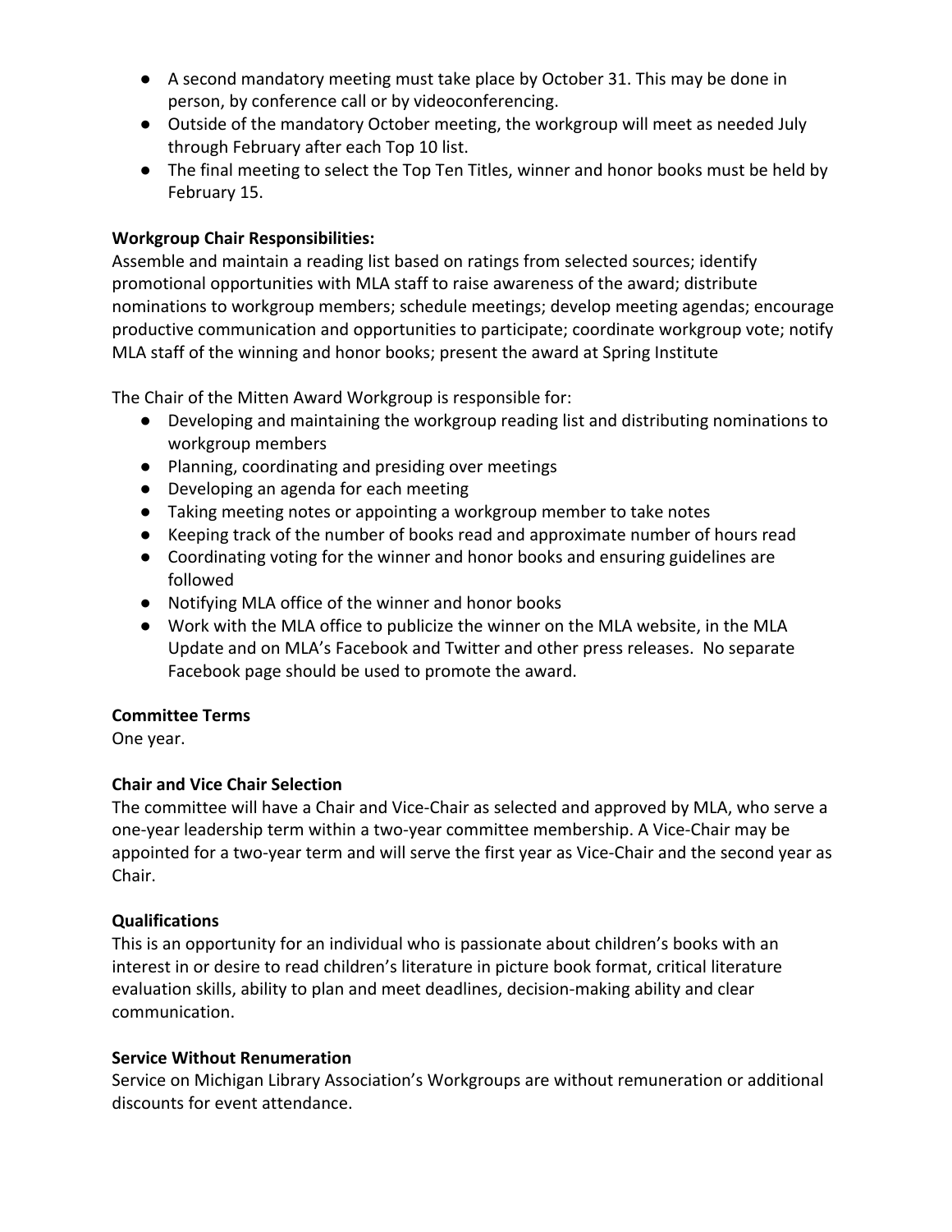- A second mandatory meeting must take place by October 31. This may be done in person, by conference call or by videoconferencing.
- Outside of the mandatory October meeting, the workgroup will meet as needed July through February after each Top 10 list.
- The final meeting to select the Top Ten Titles, winner and honor books must be held by February 15.

**Workgroup Chair Responsibilities:**
Assemble and maintain a reading list based on ratings from selected sources; identify promotional opportunities with MLA staff to raise awareness of the award; distribute nominations to workgroup members; schedule meetings; develop meeting agendas; encourage productive communication and opportunities to participate; coordinate workgroup vote; notify MLA staff of the winning and honor books; present the award at Spring Institute

The Chair of the Mitten Award Workgroup is responsible for:

- Developing and maintaining the workgroup reading list and distributing nominations to workgroup members
- Planning, coordinating and presiding over meetings
- Developing an agenda for each meeting
- Taking meeting notes or appointing a workgroup member to take notes
- Keeping track of the number of books read and approximate number of hours read
- Coordinating voting for the winner and honor books and ensuring guidelines are followed
- Notifying MLA office of the winner and honor books
- Work with the MLA office to publicize the winner on the MLA website, in the MLA Update and on MLA's Facebook and Twitter and other press releases.  No separate Facebook page should be used to promote the award.

**Committee Terms**
One year.

**Chair and Vice Chair Selection**
The committee will have a Chair and Vice-Chair as selected and approved by MLA, who serve a one-year leadership term within a two-year committee membership. A Vice-Chair may be appointed for a two-year term and will serve the first year as Vice-Chair and the second year as Chair.

**Qualifications**
This is an opportunity for an individual who is passionate about children's books with an interest in or desire to read children's literature in picture book format, critical literature evaluation skills, ability to plan and meet deadlines, decision-making ability and clear communication.

**Service Without Renumeration**
Service on Michigan Library Association's Workgroups are without remuneration or additional discounts for event attendance.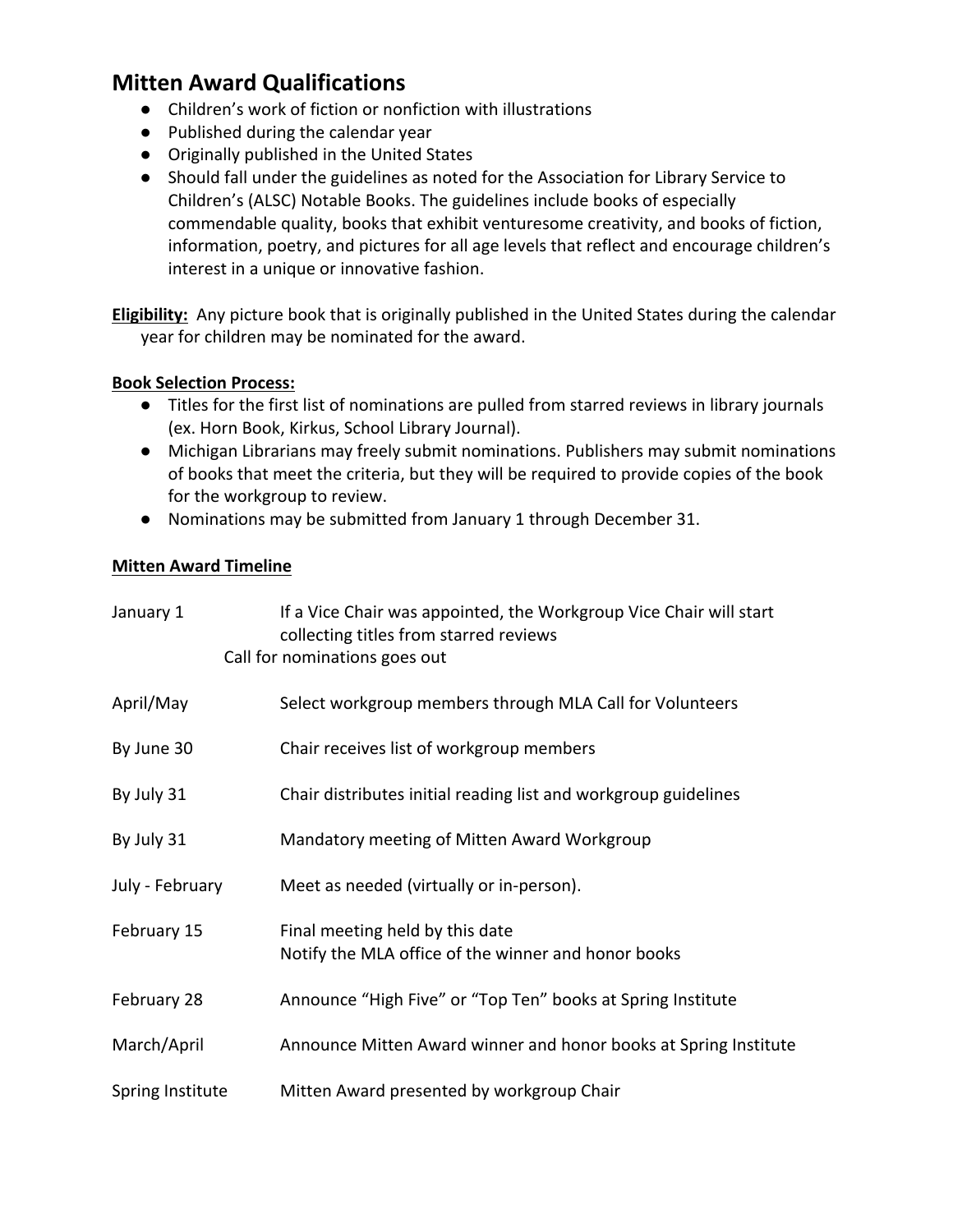## Mitten Award Qualifications

- Children's work of fiction or nonfiction with illustrations
- Published during the calendar year
- Originally published in the United States
- Should fall under the guidelines as noted for the Association for Library Service to Children's (ALSC) Notable Books. The guidelines include books of especially commendable quality, books that exhibit venturesome creativity, and books of fiction, information, poetry, and pictures for all age levels that reflect and encourage children's interest in a unique or innovative fashion.

**Eligibility:** Any picture book that is originally published in the United States during the calendar year for children may be nominated for the award.

**Book Selection Process:**

- Titles for the first list of nominations are pulled from starred reviews in library journals (ex. Horn Book, Kirkus, School Library Journal).
- Michigan Librarians may freely submit nominations. Publishers may submit nominations of books that meet the criteria, but they will be required to provide copies of the book for the workgroup to review.
- Nominations may be submitted from January 1 through December 31.

**Mitten Award Timeline**

| | |
|---|---|
| January 1 | If a Vice Chair was appointed, the Workgroup Vice Chair will start collecting titles from starred reviews<br>Call for nominations goes out |
| April/May | Select workgroup members through MLA Call for Volunteers |
| By June 30 | Chair receives list of workgroup members |
| By July 31 | Chair distributes initial reading list and workgroup guidelines |
| By July 31 | Mandatory meeting of Mitten Award Workgroup |
| July - February | Meet as needed (virtually or in-person). |
| February 15 | Final meeting held by this date<br>Notify the MLA office of the winner and honor books |
| February 28 | Announce "High Five" or "Top Ten" books at Spring Institute |
| March/April | Announce Mitten Award winner and honor books at Spring Institute |
| Spring Institute | Mitten Award presented by workgroup Chair |